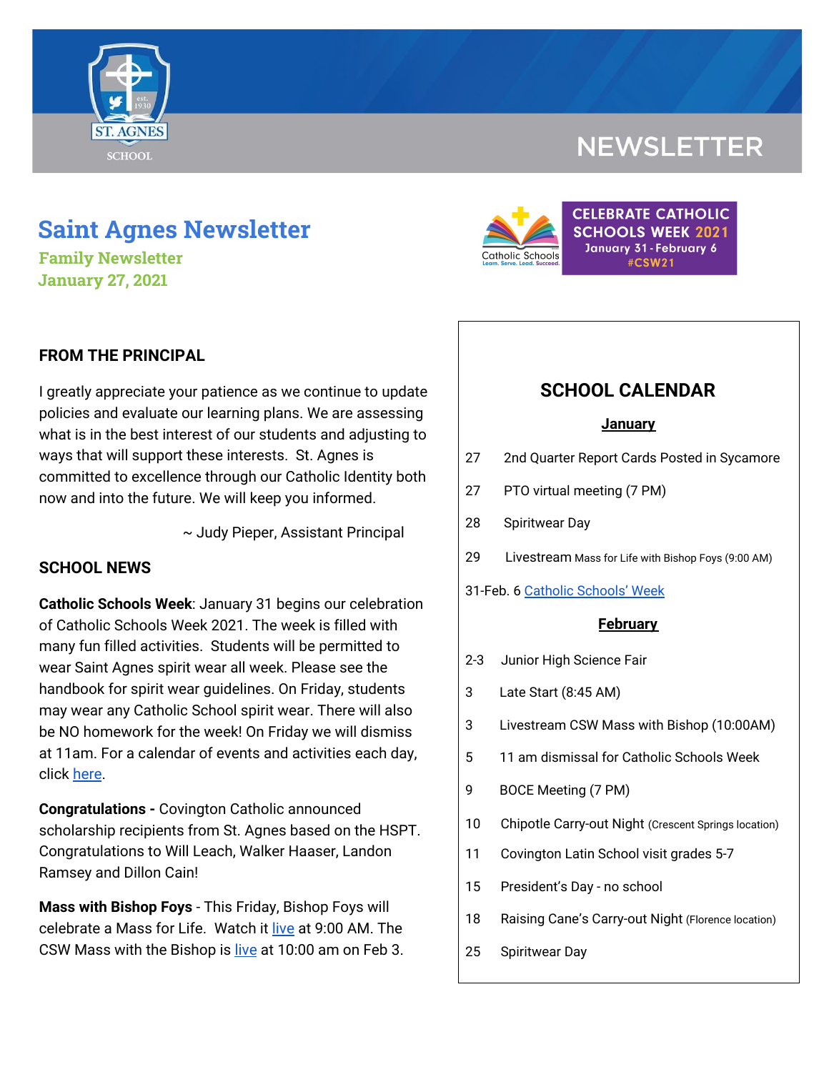# Saint Agnes Newsletter

**Family Newsletter**

**January 27, 2021**

CELEBRATE CATHOLIC SCHOOLS WEEK 2021
January 31 - February 6
#CSW21

## FROM THE PRINCIPAL

I greatly appreciate your patience as we continue to update policies and evaluate our learning plans. We are assessing what is in the best interest of our students and adjusting to ways that will support these interests. St. Agnes is committed to excellence through our Catholic Identity both now and into the future. We will keep you informed.

~ Judy Pieper, Assistant Principal

## SCHOOL NEWS

**Catholic Schools Week**: January 31 begins our celebration of Catholic Schools Week 2021. The week is filled with many fun filled activities. Students will be permitted to wear Saint Agnes spirit wear all week. Please see the handbook for spirit wear guidelines. On Friday, students may wear any Catholic School spirit wear. There will also be NO homework for the week! On Friday we will dismiss at 11am. For a calendar of events and activities each day, click here.

**Congratulations -** Covington Catholic announced scholarship recipients from St. Agnes based on the HSPT. Congratulations to Will Leach, Walker Haaser, Landon Ramsey and Dillon Cain!

**Mass with Bishop Foys** - This Friday, Bishop Foys will celebrate a Mass for Life. Watch it live at 9:00 AM. The CSW Mass with the Bishop is live at 10:00 am on Feb 3.

## SCHOOL CALENDAR

### January

- 27 2nd Quarter Report Cards Posted in Sycamore
- 27 PTO virtual meeting (7 PM)
- 28 Spiritwear Day
- 29 Livestream Mass for Life with Bishop Foys (9:00 AM)
- 31-Feb. 6 Catholic Schools' Week

### February

- 2-3 Junior High Science Fair
- 3 Late Start (8:45 AM)
- 3 Livestream CSW Mass with Bishop (10:00AM)
- 5 11 am dismissal for Catholic Schools Week
- 9 BOCE Meeting (7 PM)
- 10 Chipotle Carry-out Night (Crescent Springs location)
- 11 Covington Latin School visit grades 5-7
- 15 President's Day - no school
- 18 Raising Cane's Carry-out Night (Florence location)
- 25 Spiritwear Day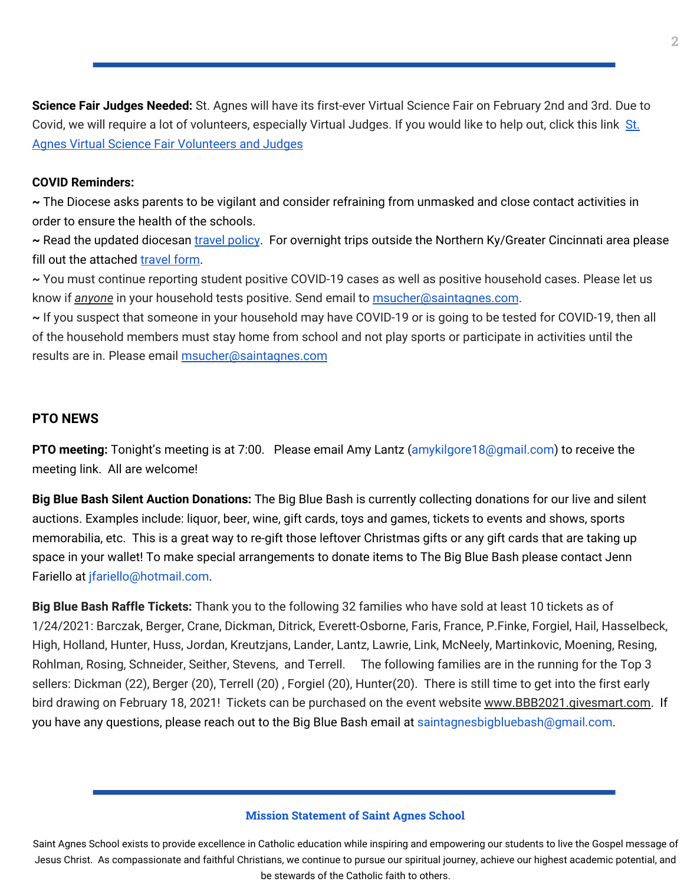**Science Fair Judges Needed:** St. Agnes will have its first-ever Virtual Science Fair on February 2nd and 3rd. Due to Covid, we will require a lot of volunteers, especially Virtual Judges. If you would like to help out, click this link [St. Agnes Virtual Science Fair Volunteers and Judges]

**COVID Reminders:**

~ The Diocese asks parents to be vigilant and consider refraining from unmasked and close contact activities in order to ensure the health of the schools.

~ Read the updated diocesan travel policy. For overnight trips outside the Northern Ky/Greater Cincinnati area please fill out the attached travel form.

~ You must continue reporting student positive COVID-19 cases as well as positive household cases. Please let us know if ***anyone*** in your household tests positive. Send email to msucher@saintagnes.com.

~ If you suspect that someone in your household may have COVID-19 or is going to be tested for COVID-19, then all of the household members must stay home from school and not play sports or participate in activities until the results are in. Please email msucher@saintagnes.com

## PTO NEWS

**PTO meeting:** Tonight's meeting is at 7:00. Please email Amy Lantz (amykilgore18@gmail.com) to receive the meeting link. All are welcome!

**Big Blue Bash Silent Auction Donations:** The Big Blue Bash is currently collecting donations for our live and silent auctions. Examples include: liquor, beer, wine, gift cards, toys and games, tickets to events and shows, sports memorabilia, etc. This is a great way to re-gift those leftover Christmas gifts or any gift cards that are taking up space in your wallet! To make special arrangements to donate items to The Big Blue Bash please contact Jenn Fariello at jfariello@hotmail.com.

**Big Blue Bash Raffle Tickets:** Thank you to the following 32 families who have sold at least 10 tickets as of 1/24/2021: Barczak, Berger, Crane, Dickman, Ditrick, Everett-Osborne, Faris, France, P.Finke, Forgiel, Hail, Hasselbeck, High, Holland, Hunter, Huss, Jordan, Kreutzjans, Lander, Lantz, Lawrie, Link, McNeely, Martinkovic, Moening, Resing, Rohlman, Rosing, Schneider, Seither, Stevens, and Terrell. The following families are in the running for the Top 3 sellers: Dickman (22), Berger (20), Terrell (20) , Forgiel (20), Hunter(20). There is still time to get into the first early bird drawing on February 18, 2021! Tickets can be purchased on the event website www.BBB2021.givesmart.com. If you have any questions, please reach out to the Big Blue Bash email at saintagnesbigbluebash@gmail.com.

### Mission Statement of Saint Agnes School

Saint Agnes School exists to provide excellence in Catholic education while inspiring and empowering our students to live the Gospel message of Jesus Christ. As compassionate and faithful Christians, we continue to pursue our spiritual journey, achieve our highest academic potential, and be stewards of the Catholic faith to others.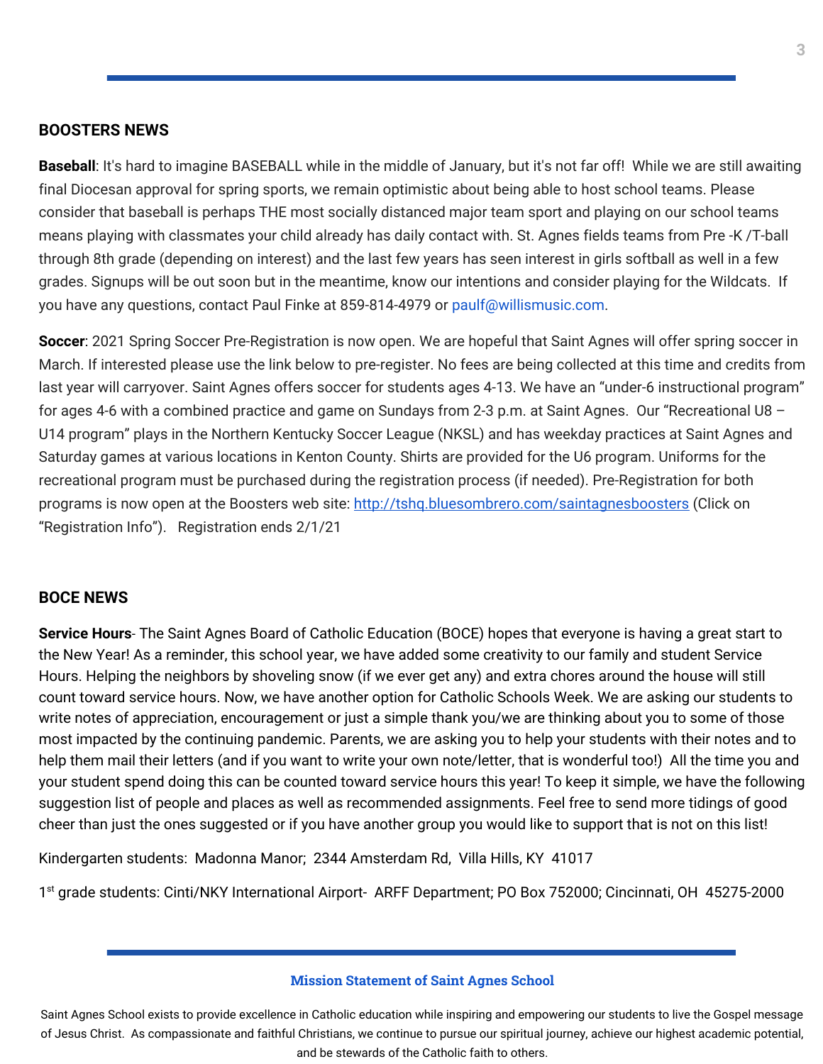## BOOSTERS NEWS

**Baseball**: It's hard to imagine BASEBALL while in the middle of January, but it's not far off! While we are still awaiting final Diocesan approval for spring sports, we remain optimistic about being able to host school teams. Please consider that baseball is perhaps THE most socially distanced major team sport and playing on our school teams means playing with classmates your child already has daily contact with. St. Agnes fields teams from Pre -K /T-ball through 8th grade (depending on interest) and the last few years has seen interest in girls softball as well in a few grades. Signups will be out soon but in the meantime, know our intentions and consider playing for the Wildcats. If you have any questions, contact Paul Finke at 859-814-4979 or paulf@willismusic.com.

**Soccer**: 2021 Spring Soccer Pre-Registration is now open. We are hopeful that Saint Agnes will offer spring soccer in March. If interested please use the link below to pre-register. No fees are being collected at this time and credits from last year will carryover. Saint Agnes offers soccer for students ages 4-13. We have an "under-6 instructional program" for ages 4-6 with a combined practice and game on Sundays from 2-3 p.m. at Saint Agnes. Our "Recreational U8 – U14 program" plays in the Northern Kentucky Soccer League (NKSL) and has weekday practices at Saint Agnes and Saturday games at various locations in Kenton County. Shirts are provided for the U6 program. Uniforms for the recreational program must be purchased during the registration process (if needed). Pre-Registration for both programs is now open at the Boosters web site: http://tshq.bluesombrero.com/saintagnesboosters (Click on "Registration Info"). Registration ends 2/1/21

## BOCE NEWS

**Service Hours**- The Saint Agnes Board of Catholic Education (BOCE) hopes that everyone is having a great start to the New Year! As a reminder, this school year, we have added some creativity to our family and student Service Hours. Helping the neighbors by shoveling snow (if we ever get any) and extra chores around the house will still count toward service hours. Now, we have another option for Catholic Schools Week. We are asking our students to write notes of appreciation, encouragement or just a simple thank you/we are thinking about you to some of those most impacted by the continuing pandemic. Parents, we are asking you to help your students with their notes and to help them mail their letters (and if you want to write your own note/letter, that is wonderful too!) All the time you and your student spend doing this can be counted toward service hours this year! To keep it simple, we have the following suggestion list of people and places as well as recommended assignments. Feel free to send more tidings of good cheer than just the ones suggested or if you have another group you would like to support that is not on this list!

Kindergarten students: Madonna Manor; 2344 Amsterdam Rd, Villa Hills, KY 41017

1st grade students: Cinti/NKY International Airport- ARFF Department; PO Box 752000; Cincinnati, OH 45275-2000

**Mission Statement of Saint Agnes School**

Saint Agnes School exists to provide excellence in Catholic education while inspiring and empowering our students to live the Gospel message of Jesus Christ. As compassionate and faithful Christians, we continue to pursue our spiritual journey, achieve our highest academic potential, and be stewards of the Catholic faith to others.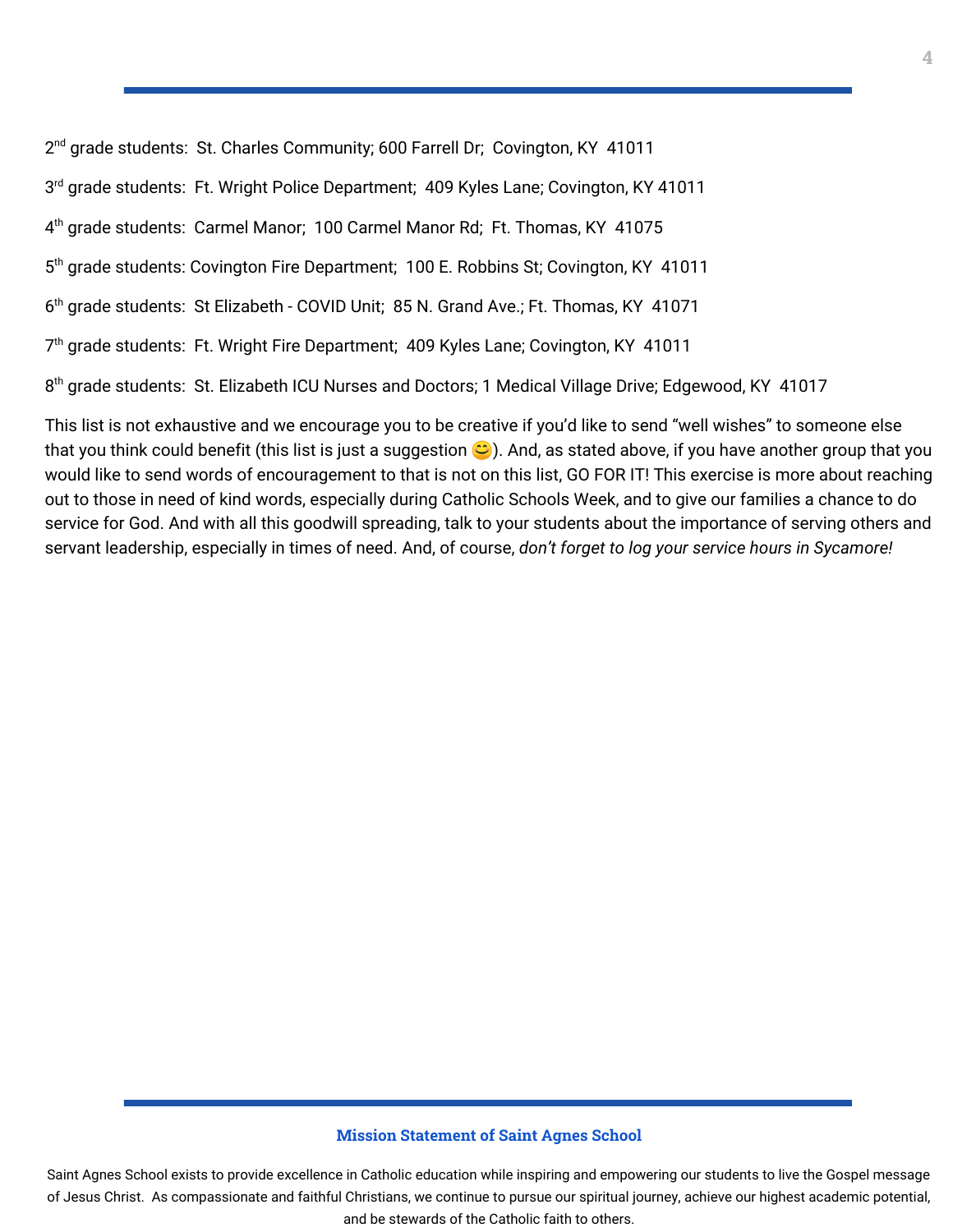2nd grade students:  St. Charles Community; 600 Farrell Dr;  Covington, KY  41011

3rd grade students:  Ft. Wright Police Department;  409 Kyles Lane; Covington, KY 41011

4th grade students:  Carmel Manor;  100 Carmel Manor Rd;  Ft. Thomas, KY  41075

5th grade students: Covington Fire Department;  100 E. Robbins St; Covington, KY  41011

6th grade students:  St Elizabeth - COVID Unit;  85 N. Grand Ave.; Ft. Thomas, KY  41071

7th grade students:  Ft. Wright Fire Department;  409 Kyles Lane; Covington, KY  41011

8th grade students:  St. Elizabeth ICU Nurses and Doctors; 1 Medical Village Drive; Edgewood, KY  41017

This list is not exhaustive and we encourage you to be creative if you'd like to send "well wishes" to someone else that you think could benefit (this list is just a suggestion 😊). And, as stated above, if you have another group that you would like to send words of encouragement to that is not on this list, GO FOR IT! This exercise is more about reaching out to those in need of kind words, especially during Catholic Schools Week, and to give our families a chance to do service for God. And with all this goodwill spreading, talk to your students about the importance of serving others and servant leadership, especially in times of need. And, of course, *don't forget to log your service hours in Sycamore!*

**Mission Statement of Saint Agnes School**

Saint Agnes School exists to provide excellence in Catholic education while inspiring and empowering our students to live the Gospel message of Jesus Christ.  As compassionate and faithful Christians, we continue to pursue our spiritual journey, achieve our highest academic potential, and be stewards of the Catholic faith to others.